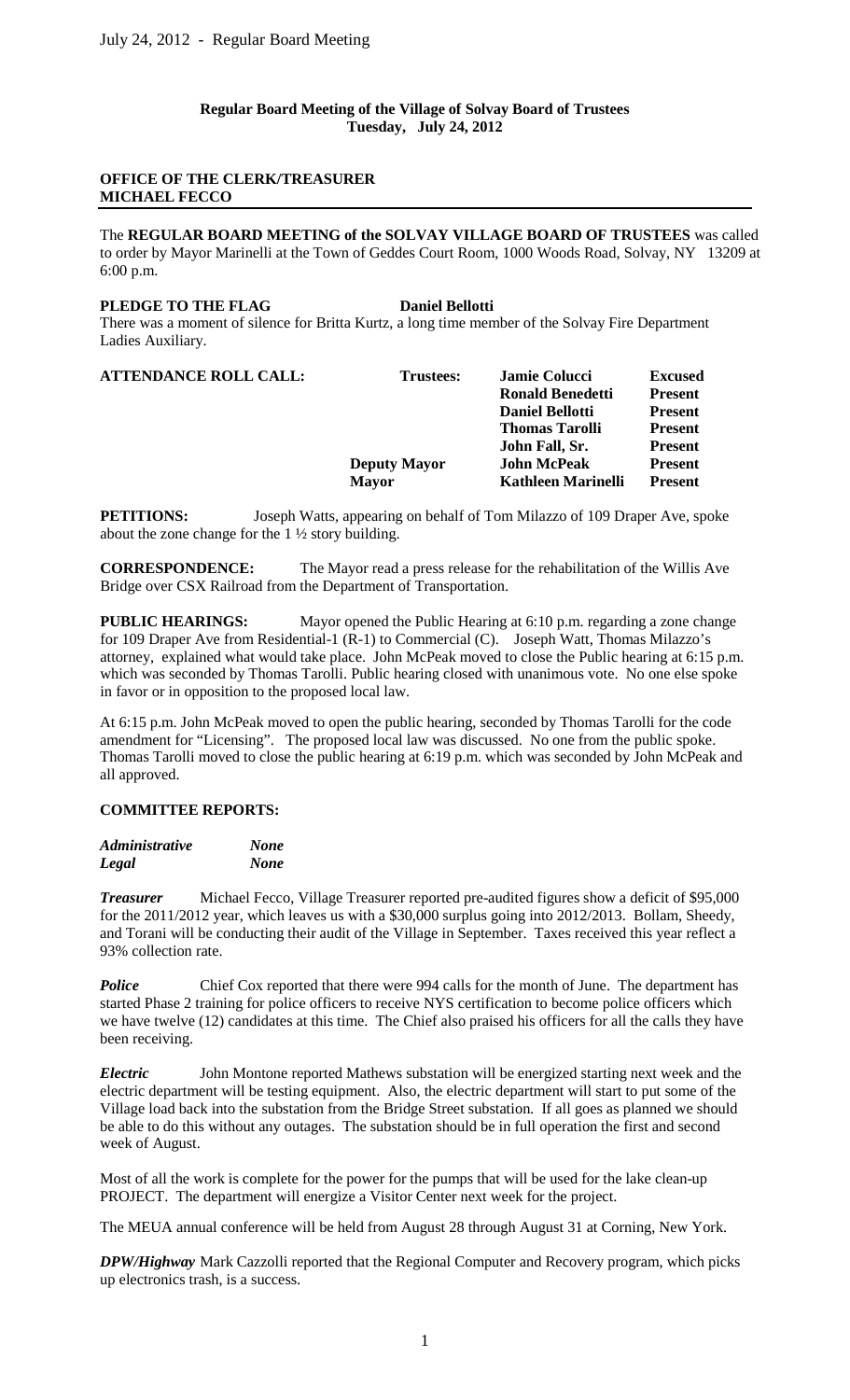**Regular Board Meeting of the Village of Solvay Board of Trustees**
**Tuesday, July 24, 2012**

**OFFICE OF THE CLERK/TREASURER**
**MICHAEL FECCO**

The **REGULAR BOARD MEETING of the SOLVAY VILLAGE BOARD OF TRUSTEES** was called to order by Mayor Marinelli at the Town of Geddes Court Room, 1000 Woods Road, Solvay, NY 13209 at 6:00 p.m.

**PLEDGE TO THE FLAG** **Daniel Bellotti**

There was a moment of silence for Britta Kurtz, a long time member of the Solvay Fire Department Ladies Auxiliary.

| **ATTENDANCE ROLL CALL:** | **Trustees:** | **Jamie Colucci** | **Excused** |
|---|---|---|---|
| | | **Ronald Benedetti** | **Present** |
| | | **Daniel Bellotti** | **Present** |
| | | **Thomas Tarolli** | **Present** |
| | | **John Fall, Sr.** | **Present** |
| | **Deputy Mayor** | **John McPeak** | **Present** |
| | **Mayor** | **Kathleen Marinelli** | **Present** |

**PETITIONS:** Joseph Watts, appearing on behalf of Tom Milazzo of 109 Draper Ave, spoke about the zone change for the 1 ½ story building.

**CORRESPONDENCE:** The Mayor read a press release for the rehabilitation of the Willis Ave Bridge over CSX Railroad from the Department of Transportation.

**PUBLIC HEARINGS:** Mayor opened the Public Hearing at 6:10 p.m. regarding a zone change for 109 Draper Ave from Residential-1 (R-1) to Commercial (C). Joseph Watt, Thomas Milazzo's attorney, explained what would take place. John McPeak moved to close the Public hearing at 6:15 p.m. which was seconded by Thomas Tarolli. Public hearing closed with unanimous vote. No one else spoke in favor or in opposition to the proposed local law.

At 6:15 p.m. John McPeak moved to open the public hearing, seconded by Thomas Tarolli for the code amendment for "Licensing". The proposed local law was discussed. No one from the public spoke. Thomas Tarolli moved to close the public hearing at 6:19 p.m. which was seconded by John McPeak and all approved.

**COMMITTEE REPORTS:**

***Administrative*** ***None***
***Legal*** ***None***

***Treasurer*** Michael Fecco, Village Treasurer reported pre-audited figures show a deficit of $95,000 for the 2011/2012 year, which leaves us with a $30,000 surplus going into 2012/2013. Bollam, Sheedy, and Torani will be conducting their audit of the Village in September. Taxes received this year reflect a 93% collection rate.

***Police*** Chief Cox reported that there were 994 calls for the month of June. The department has started Phase 2 training for police officers to receive NYS certification to become police officers which we have twelve (12) candidates at this time. The Chief also praised his officers for all the calls they have been receiving.

***Electric*** John Montone reported Mathews substation will be energized starting next week and the electric department will be testing equipment. Also, the electric department will start to put some of the Village load back into the substation from the Bridge Street substation. If all goes as planned we should be able to do this without any outages. The substation should be in full operation the first and second week of August.

Most of all the work is complete for the power for the pumps that will be used for the lake clean-up PROJECT. The department will energize a Visitor Center next week for the project.

The MEUA annual conference will be held from August 28 through August 31 at Corning, New York.

***DPW/Highway*** Mark Cazzolli reported that the Regional Computer and Recovery program, which picks up electronics trash, is a success.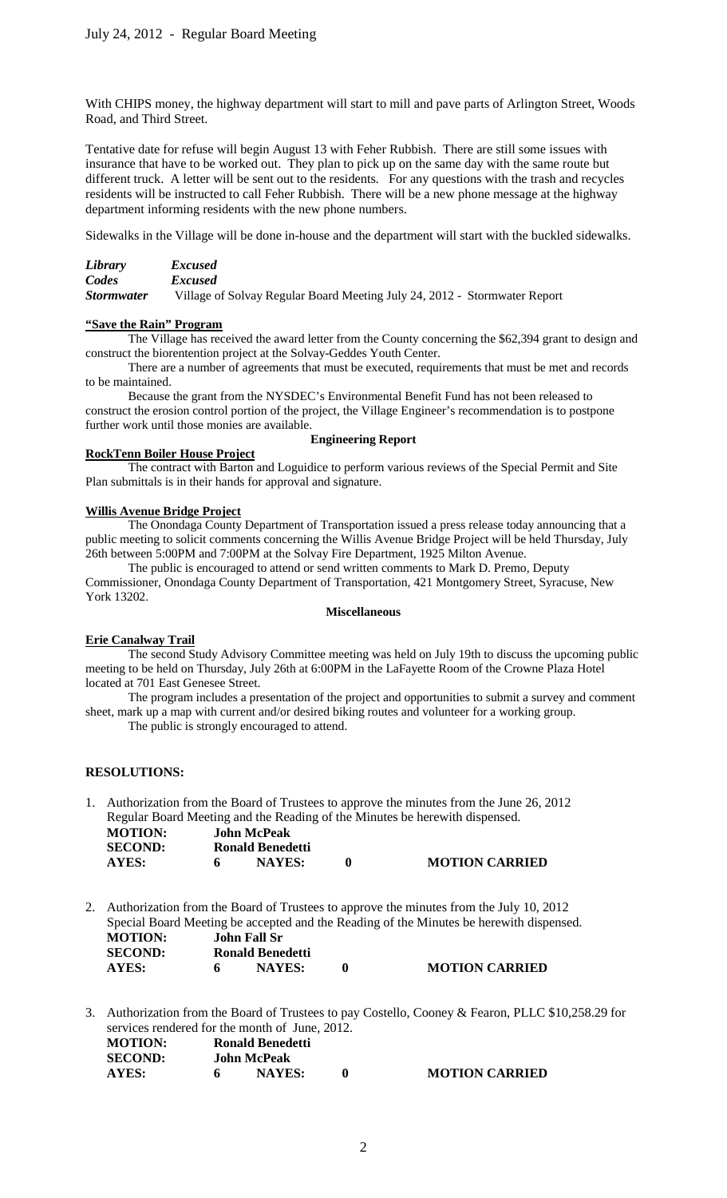With CHIPS money, the highway department will start to mill and pave parts of Arlington Street, Woods Road, and Third Street.

Tentative date for refuse will begin August 13 with Feher Rubbish. There are still some issues with insurance that have to be worked out. They plan to pick up on the same day with the same route but different truck. A letter will be sent out to the residents. For any questions with the trash and recycles residents will be instructed to call Feher Rubbish. There will be a new phone message at the highway department informing residents with the new phone numbers.

Sidewalks in the Village will be done in-house and the department will start with the buckled sidewalks.

***Library*** ***Excused***
***Codes*** ***Excused***
***Stormwater*** Village of Solvay Regular Board Meeting July 24, 2012 - Stormwater Report

**"Save the Rain" Program**

The Village has received the award letter from the County concerning the $62,394 grant to design and construct the biorentention project at the Solvay-Geddes Youth Center.

There are a number of agreements that must be executed, requirements that must be met and records to be maintained.

Because the grant from the NYSDEC's Environmental Benefit Fund has not been released to construct the erosion control portion of the project, the Village Engineer's recommendation is to postpone further work until those monies are available.

**Engineering Report**

**RockTenn Boiler House Project**

The contract with Barton and Loguidice to perform various reviews of the Special Permit and Site Plan submittals is in their hands for approval and signature.

**Willis Avenue Bridge Project**

The Onondaga County Department of Transportation issued a press release today announcing that a public meeting to solicit comments concerning the Willis Avenue Bridge Project will be held Thursday, July 26th between 5:00PM and 7:00PM at the Solvay Fire Department, 1925 Milton Avenue.

The public is encouraged to attend or send written comments to Mark D. Premo, Deputy Commissioner, Onondaga County Department of Transportation, 421 Montgomery Street, Syracuse, New York 13202.

**Miscellaneous**

**Erie Canalway Trail**

The second Study Advisory Committee meeting was held on July 19th to discuss the upcoming public meeting to be held on Thursday, July 26th at 6:00PM in the LaFayette Room of the Crowne Plaza Hotel located at 701 East Genesee Street.

The program includes a presentation of the project and opportunities to submit a survey and comment sheet, mark up a map with current and/or desired biking routes and volunteer for a working group.

The public is strongly encouraged to attend.

**RESOLUTIONS:**

1. Authorization from the Board of Trustees to approve the minutes from the June 26, 2012 Regular Board Meeting and the Reading of the Minutes be herewith dispensed.

   **MOTION:** **John McPeak**
   **SECOND:** **Ronald Benedetti**
   **AYES:** **6** **NAYES:** **0** **MOTION CARRIED**

2. Authorization from the Board of Trustees to approve the minutes from the July 10, 2012 Special Board Meeting be accepted and the Reading of the Minutes be herewith dispensed.

   **MOTION:** **John Fall Sr**
   **SECOND:** **Ronald Benedetti**
   **AYES:** **6** **NAYES:** **0** **MOTION CARRIED**

3. Authorization from the Board of Trustees to pay Costello, Cooney & Fearon, PLLC $10,258.29 for services rendered for the month of June, 2012.

   **MOTION:** **Ronald Benedetti**
   **SECOND:** **John McPeak**
   **AYES:** **6** **NAYES:** **0** **MOTION CARRIED**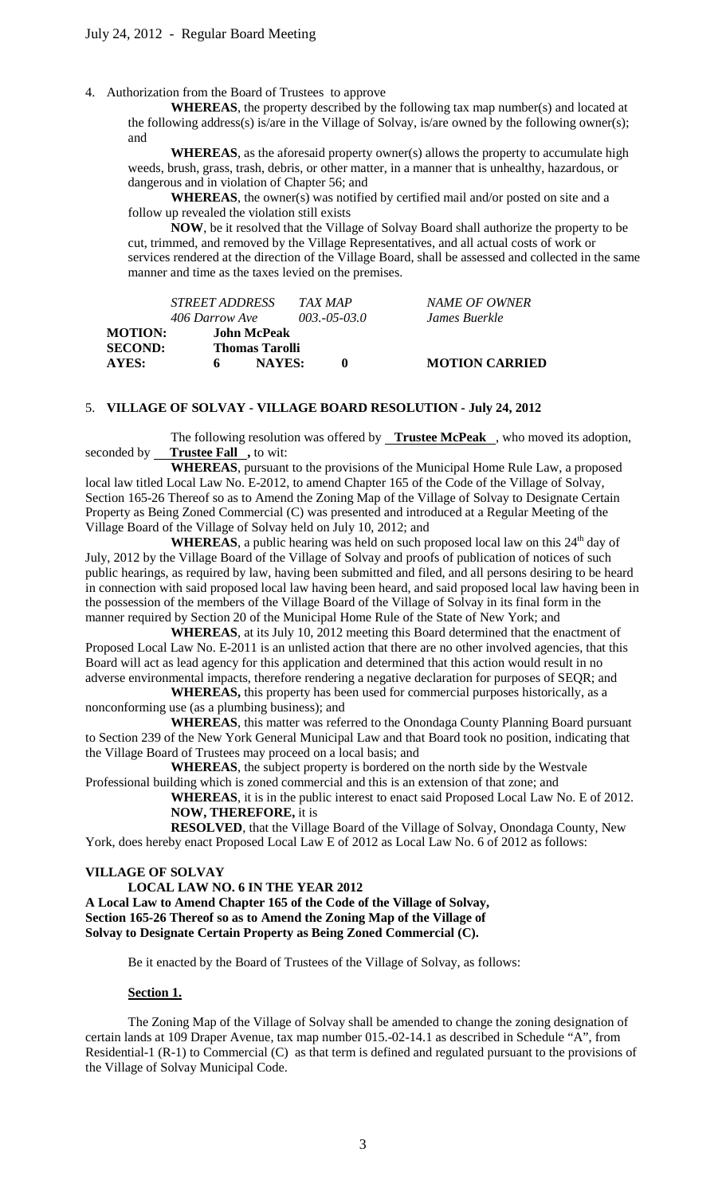4. Authorization from the Board of Trustees to approve

**WHEREAS**, the property described by the following tax map number(s) and located at the following address(s) is/are in the Village of Solvay, is/are owned by the following owner(s); and

**WHEREAS**, as the aforesaid property owner(s) allows the property to accumulate high weeds, brush, grass, trash, debris, or other matter, in a manner that is unhealthy, hazardous, or dangerous and in violation of Chapter 56; and

**WHEREAS**, the owner(s) was notified by certified mail and/or posted on site and a follow up revealed the violation still exists

**NOW**, be it resolved that the Village of Solvay Board shall authorize the property to be cut, trimmed, and removed by the Village Representatives, and all actual costs of work or services rendered at the direction of the Village Board, shall be assessed and collected in the same manner and time as the taxes levied on the premises.

| *STREET ADDRESS* | *TAX MAP* | *NAME OF OWNER* |
|---|---|---|
| *406 Darrow Ave* | *003.-05-03.0* | *James Buerkle* |

**MOTION:** **John McPeak**
**SECOND:** **Thomas Tarolli**
**AYES:** **6** **NAYES:** **0** **MOTION CARRIED**

5. **VILLAGE OF SOLVAY - VILLAGE BOARD RESOLUTION - July 24, 2012**

The following resolution was offered by **Trustee McPeak**, who moved its adoption, seconded by **Trustee Fall**, to wit:

**WHEREAS**, pursuant to the provisions of the Municipal Home Rule Law, a proposed local law titled Local Law No. E-2012, to amend Chapter 165 of the Code of the Village of Solvay, Section 165-26 Thereof so as to Amend the Zoning Map of the Village of Solvay to Designate Certain Property as Being Zoned Commercial (C) was presented and introduced at a Regular Meeting of the Village Board of the Village of Solvay held on July 10, 2012; and

**WHEREAS**, a public hearing was held on such proposed local law on this 24th day of July, 2012 by the Village Board of the Village of Solvay and proofs of publication of notices of such public hearings, as required by law, having been submitted and filed, and all persons desiring to be heard in connection with said proposed local law having been heard, and said proposed local law having been in the possession of the members of the Village Board of the Village of Solvay in its final form in the manner required by Section 20 of the Municipal Home Rule of the State of New York; and

**WHEREAS**, at its July 10, 2012 meeting this Board determined that the enactment of Proposed Local Law No. E-2011 is an unlisted action that there are no other involved agencies, that this Board will act as lead agency for this application and determined that this action would result in no adverse environmental impacts, therefore rendering a negative declaration for purposes of SEQR; and

**WHEREAS,** this property has been used for commercial purposes historically, as a nonconforming use (as a plumbing business); and

**WHEREAS**, this matter was referred to the Onondaga County Planning Board pursuant to Section 239 of the New York General Municipal Law and that Board took no position, indicating that the Village Board of Trustees may proceed on a local basis; and

**WHEREAS**, the subject property is bordered on the north side by the Westvale Professional building which is zoned commercial and this is an extension of that zone; and

**WHEREAS**, it is in the public interest to enact said Proposed Local Law No. E of 2012.

**NOW, THEREFORE,** it is

**RESOLVED**, that the Village Board of the Village of Solvay, Onondaga County, New York, does hereby enact Proposed Local Law E of 2012 as Local Law No. 6 of 2012 as follows:

**VILLAGE OF SOLVAY**

**LOCAL LAW NO. 6 IN THE YEAR 2012**

**A Local Law to Amend Chapter 165 of the Code of the Village of Solvay, Section 165-26 Thereof so as to Amend the Zoning Map of the Village of Solvay to Designate Certain Property as Being Zoned Commercial (C).**

Be it enacted by the Board of Trustees of the Village of Solvay, as follows:

**Section 1.**

The Zoning Map of the Village of Solvay shall be amended to change the zoning designation of certain lands at 109 Draper Avenue, tax map number 015.-02-14.1 as described in Schedule "A", from Residential-1 (R-1) to Commercial (C) as that term is defined and regulated pursuant to the provisions of the Village of Solvay Municipal Code.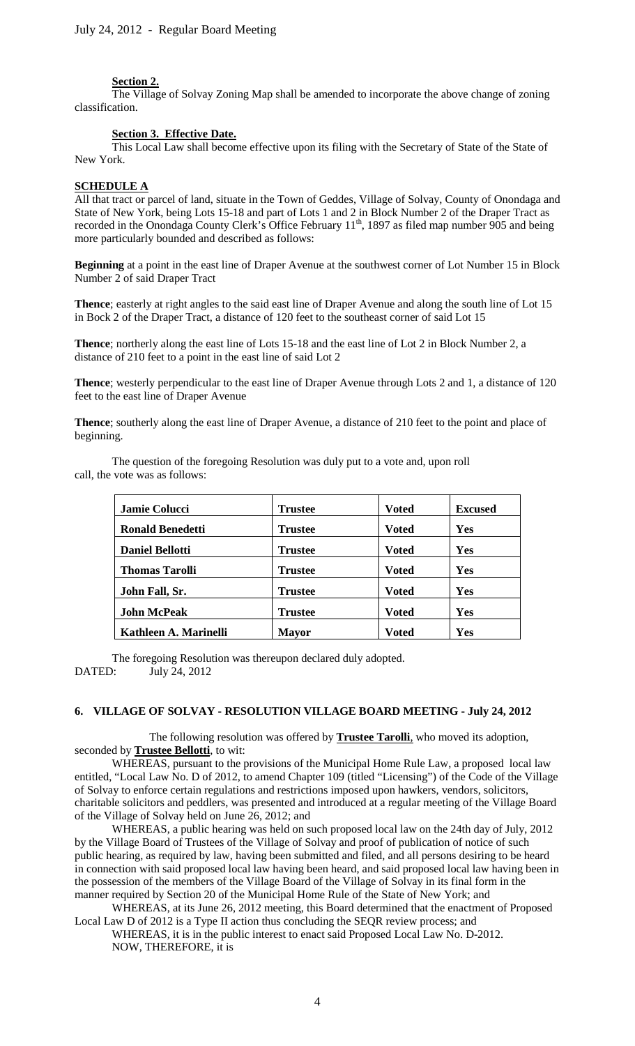**Section 2.**

The Village of Solvay Zoning Map shall be amended to incorporate the above change of zoning classification.

**Section 3. Effective Date.**

This Local Law shall become effective upon its filing with the Secretary of State of the State of New York.

**SCHEDULE A**

All that tract or parcel of land, situate in the Town of Geddes, Village of Solvay, County of Onondaga and State of New York, being Lots 15-18 and part of Lots 1 and 2 in Block Number 2 of the Draper Tract as recorded in the Onondaga County Clerk's Office February 11th, 1897 as filed map number 905 and being more particularly bounded and described as follows:

**Beginning** at a point in the east line of Draper Avenue at the southwest corner of Lot Number 15 in Block Number 2 of said Draper Tract

**Thence**; easterly at right angles to the said east line of Draper Avenue and along the south line of Lot 15 in Bock 2 of the Draper Tract, a distance of 120 feet to the southeast corner of said Lot 15

**Thence**; northerly along the east line of Lots 15-18 and the east line of Lot 2 in Block Number 2, a distance of 210 feet to a point in the east line of said Lot 2

**Thence**; westerly perpendicular to the east line of Draper Avenue through Lots 2 and 1, a distance of 120 feet to the east line of Draper Avenue

**Thence**; southerly along the east line of Draper Avenue, a distance of 210 feet to the point and place of beginning.

The question of the foregoing Resolution was duly put to a vote and, upon roll call, the vote was as follows:

| Jamie Colucci | Trustee | Voted | Excused |
|---|---|---|---|
| Ronald Benedetti | Trustee | Voted | Yes |
| Daniel Bellotti | Trustee | Voted | Yes |
| Thomas Tarolli | Trustee | Voted | Yes |
| John Fall, Sr. | Trustee | Voted | Yes |
| John McPeak | Trustee | Voted | Yes |
| Kathleen A. Marinelli | Mayor | Voted | Yes |

The foregoing Resolution was thereupon declared duly adopted.

DATED: July 24, 2012

### 6. VILLAGE OF SOLVAY - RESOLUTION VILLAGE BOARD MEETING - July 24, 2012

The following resolution was offered by **Trustee Tarolli**, who moved its adoption, seconded by **Trustee Bellotti**, to wit:

WHEREAS, pursuant to the provisions of the Municipal Home Rule Law, a proposed local law entitled, "Local Law No. D of 2012, to amend Chapter 109 (titled "Licensing") of the Code of the Village of Solvay to enforce certain regulations and restrictions imposed upon hawkers, vendors, solicitors, charitable solicitors and peddlers, was presented and introduced at a regular meeting of the Village Board of the Village of Solvay held on June 26, 2012; and

WHEREAS, a public hearing was held on such proposed local law on the 24th day of July, 2012 by the Village Board of Trustees of the Village of Solvay and proof of publication of notice of such public hearing, as required by law, having been submitted and filed, and all persons desiring to be heard in connection with said proposed local law having been heard, and said proposed local law having been in the possession of the members of the Village Board of the Village of Solvay in its final form in the manner required by Section 20 of the Municipal Home Rule of the State of New York; and

WHEREAS, at its June 26, 2012 meeting, this Board determined that the enactment of Proposed Local Law D of 2012 is a Type II action thus concluding the SEQR review process; and

WHEREAS, it is in the public interest to enact said Proposed Local Law No. D-2012.

NOW, THEREFORE, it is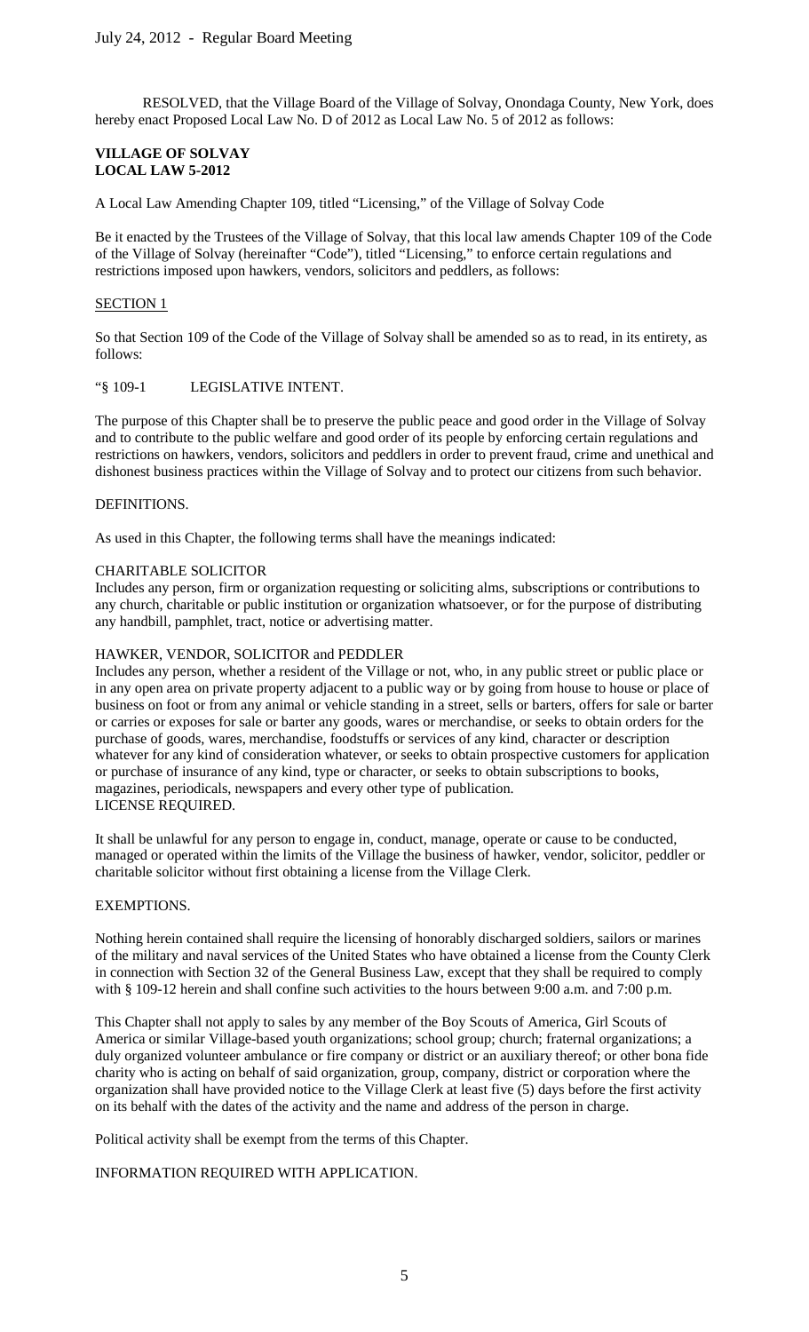RESOLVED, that the Village Board of the Village of Solvay, Onondaga County, New York, does hereby enact Proposed Local Law No. D of 2012 as Local Law No. 5 of 2012 as follows:

**VILLAGE OF SOLVAY**
**LOCAL LAW 5-2012**

A Local Law Amending Chapter 109, titled "Licensing," of the Village of Solvay Code

Be it enacted by the Trustees of the Village of Solvay, that this local law amends Chapter 109 of the Code of the Village of Solvay (hereinafter "Code"), titled "Licensing," to enforce certain regulations and restrictions imposed upon hawkers, vendors, solicitors and peddlers, as follows:

SECTION 1

So that Section 109 of the Code of the Village of Solvay shall be amended so as to read, in its entirety, as follows:

"§ 109-1 LEGISLATIVE INTENT.

The purpose of this Chapter shall be to preserve the public peace and good order in the Village of Solvay and to contribute to the public welfare and good order of its people by enforcing certain regulations and restrictions on hawkers, vendors, solicitors and peddlers in order to prevent fraud, crime and unethical and dishonest business practices within the Village of Solvay and to protect our citizens from such behavior.

DEFINITIONS.

As used in this Chapter, the following terms shall have the meanings indicated:

CHARITABLE SOLICITOR
Includes any person, firm or organization requesting or soliciting alms, subscriptions or contributions to any church, charitable or public institution or organization whatsoever, or for the purpose of distributing any handbill, pamphlet, tract, notice or advertising matter.

HAWKER, VENDOR, SOLICITOR and PEDDLER
Includes any person, whether a resident of the Village or not, who, in any public street or public place or in any open area on private property adjacent to a public way or by going from house to house or place of business on foot or from any animal or vehicle standing in a street, sells or barters, offers for sale or barter or carries or exposes for sale or barter any goods, wares or merchandise, or seeks to obtain orders for the purchase of goods, wares, merchandise, foodstuffs or services of any kind, character or description whatever for any kind of consideration whatever, or seeks to obtain prospective customers for application or purchase of insurance of any kind, type or character, or seeks to obtain subscriptions to books, magazines, periodicals, newspapers and every other type of publication.
LICENSE REQUIRED.

It shall be unlawful for any person to engage in, conduct, manage, operate or cause to be conducted, managed or operated within the limits of the Village the business of hawker, vendor, solicitor, peddler or charitable solicitor without first obtaining a license from the Village Clerk.

EXEMPTIONS.

Nothing herein contained shall require the licensing of honorably discharged soldiers, sailors or marines of the military and naval services of the United States who have obtained a license from the County Clerk in connection with Section 32 of the General Business Law, except that they shall be required to comply with § 109-12 herein and shall confine such activities to the hours between 9:00 a.m. and 7:00 p.m.

This Chapter shall not apply to sales by any member of the Boy Scouts of America, Girl Scouts of America or similar Village-based youth organizations; school group; church; fraternal organizations; a duly organized volunteer ambulance or fire company or district or an auxiliary thereof; or other bona fide charity who is acting on behalf of said organization, group, company, district or corporation where the organization shall have provided notice to the Village Clerk at least five (5) days before the first activity on its behalf with the dates of the activity and the name and address of the person in charge.

Political activity shall be exempt from the terms of this Chapter.

INFORMATION REQUIRED WITH APPLICATION.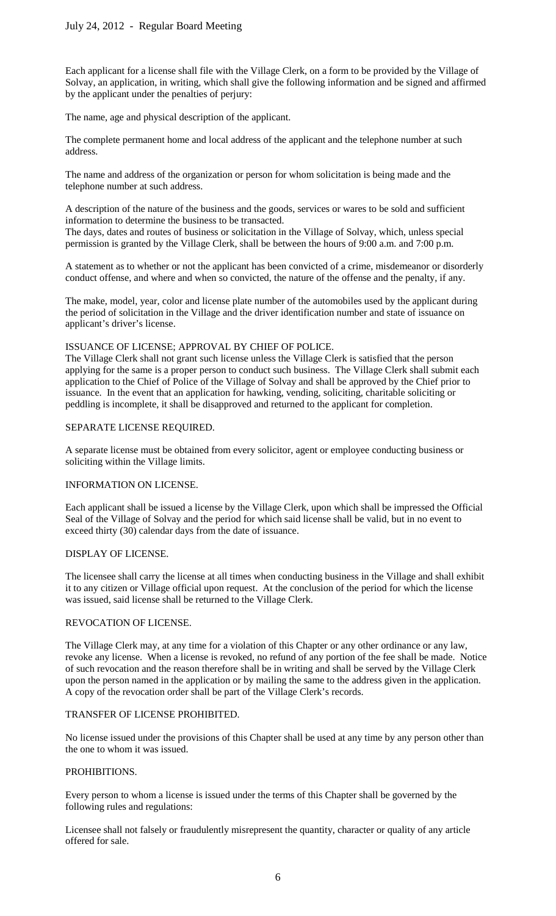Each applicant for a license shall file with the Village Clerk, on a form to be provided by the Village of Solvay, an application, in writing, which shall give the following information and be signed and affirmed by the applicant under the penalties of perjury:

The name, age and physical description of the applicant.

The complete permanent home and local address of the applicant and the telephone number at such address.

The name and address of the organization or person for whom solicitation is being made and the telephone number at such address.

A description of the nature of the business and the goods, services or wares to be sold and sufficient information to determine the business to be transacted.
The days, dates and routes of business or solicitation in the Village of Solvay, which, unless special permission is granted by the Village Clerk, shall be between the hours of 9:00 a.m. and 7:00 p.m.

A statement as to whether or not the applicant has been convicted of a crime, misdemeanor or disorderly conduct offense, and where and when so convicted, the nature of the offense and the penalty, if any.

The make, model, year, color and license plate number of the automobiles used by the applicant during the period of solicitation in the Village and the driver identification number and state of issuance on applicant's driver's license.

ISSUANCE OF LICENSE; APPROVAL BY CHIEF OF POLICE.
The Village Clerk shall not grant such license unless the Village Clerk is satisfied that the person applying for the same is a proper person to conduct such business. The Village Clerk shall submit each application to the Chief of Police of the Village of Solvay and shall be approved by the Chief prior to issuance. In the event that an application for hawking, vending, soliciting, charitable soliciting or peddling is incomplete, it shall be disapproved and returned to the applicant for completion.

SEPARATE LICENSE REQUIRED.

A separate license must be obtained from every solicitor, agent or employee conducting business or soliciting within the Village limits.

INFORMATION ON LICENSE.

Each applicant shall be issued a license by the Village Clerk, upon which shall be impressed the Official Seal of the Village of Solvay and the period for which said license shall be valid, but in no event to exceed thirty (30) calendar days from the date of issuance.

DISPLAY OF LICENSE.

The licensee shall carry the license at all times when conducting business in the Village and shall exhibit it to any citizen or Village official upon request. At the conclusion of the period for which the license was issued, said license shall be returned to the Village Clerk.

REVOCATION OF LICENSE.

The Village Clerk may, at any time for a violation of this Chapter or any other ordinance or any law, revoke any license. When a license is revoked, no refund of any portion of the fee shall be made. Notice of such revocation and the reason therefore shall be in writing and shall be served by the Village Clerk upon the person named in the application or by mailing the same to the address given in the application. A copy of the revocation order shall be part of the Village Clerk's records.

TRANSFER OF LICENSE PROHIBITED.

No license issued under the provisions of this Chapter shall be used at any time by any person other than the one to whom it was issued.

PROHIBITIONS.

Every person to whom a license is issued under the terms of this Chapter shall be governed by the following rules and regulations:

Licensee shall not falsely or fraudulently misrepresent the quantity, character or quality of any article offered for sale.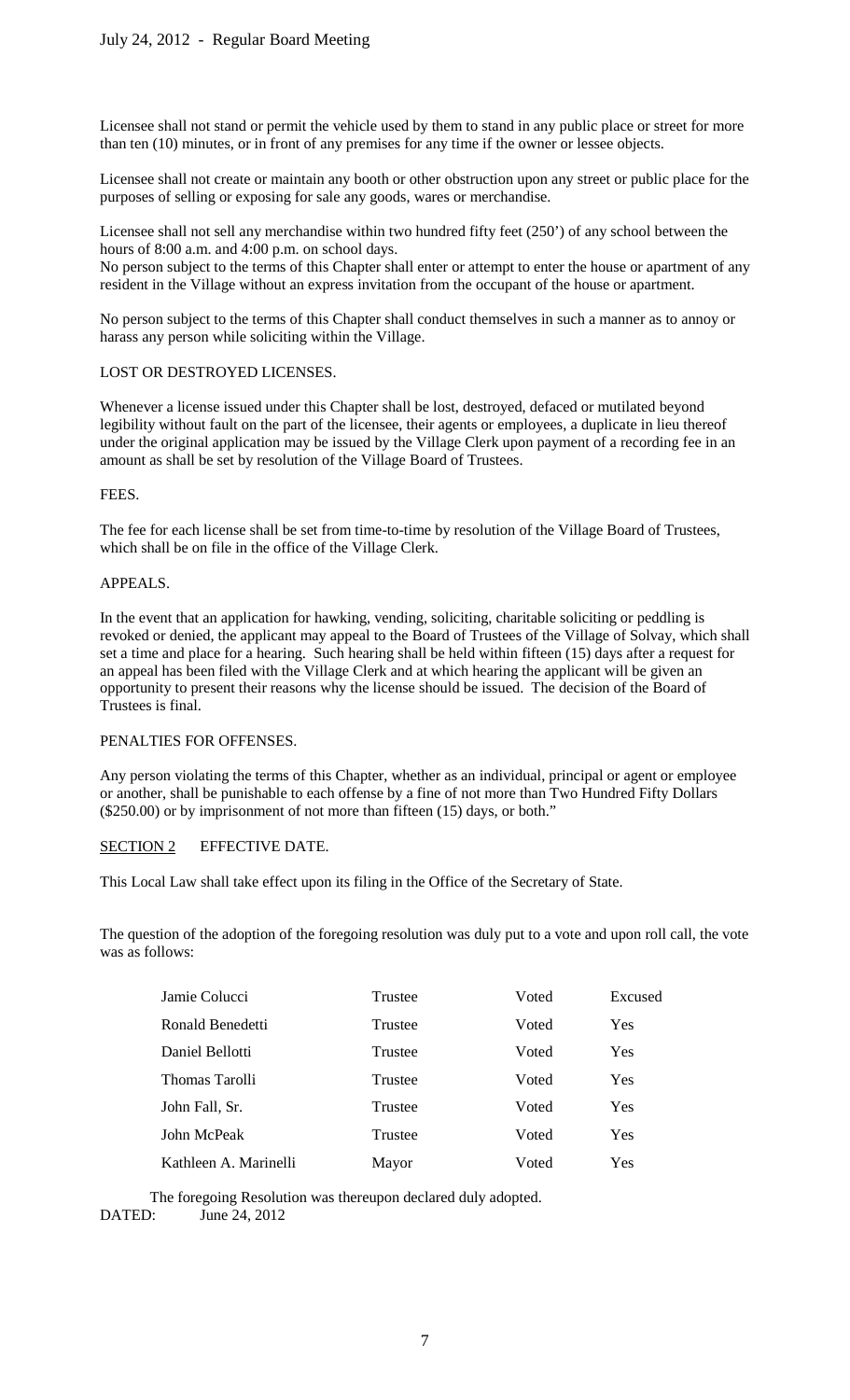Licensee shall not stand or permit the vehicle used by them to stand in any public place or street for more than ten (10) minutes, or in front of any premises for any time if the owner or lessee objects.

Licensee shall not create or maintain any booth or other obstruction upon any street or public place for the purposes of selling or exposing for sale any goods, wares or merchandise.

Licensee shall not sell any merchandise within two hundred fifty feet (250') of any school between the hours of 8:00 a.m. and 4:00 p.m. on school days.
No person subject to the terms of this Chapter shall enter or attempt to enter the house or apartment of any resident in the Village without an express invitation from the occupant of the house or apartment.

No person subject to the terms of this Chapter shall conduct themselves in such a manner as to annoy or harass any person while soliciting within the Village.

LOST OR DESTROYED LICENSES.

Whenever a license issued under this Chapter shall be lost, destroyed, defaced or mutilated beyond legibility without fault on the part of the licensee, their agents or employees, a duplicate in lieu thereof under the original application may be issued by the Village Clerk upon payment of a recording fee in an amount as shall be set by resolution of the Village Board of Trustees.

FEES.

The fee for each license shall be set from time-to-time by resolution of the Village Board of Trustees, which shall be on file in the office of the Village Clerk.

APPEALS.

In the event that an application for hawking, vending, soliciting, charitable soliciting or peddling is revoked or denied, the applicant may appeal to the Board of Trustees of the Village of Solvay, which shall set a time and place for a hearing. Such hearing shall be held within fifteen (15) days after a request for an appeal has been filed with the Village Clerk and at which hearing the applicant will be given an opportunity to present their reasons why the license should be issued. The decision of the Board of Trustees is final.

PENALTIES FOR OFFENSES.

Any person violating the terms of this Chapter, whether as an individual, principal or agent or employee or another, shall be punishable to each offense by a fine of not more than Two Hundred Fifty Dollars ($250.00) or by imprisonment of not more than fifteen (15) days, or both."

SECTION 2 EFFECTIVE DATE.

This Local Law shall take effect upon its filing in the Office of the Secretary of State.

The question of the adoption of the foregoing resolution was duly put to a vote and upon roll call, the vote was as follows:

| | | | |
|---|---|---|---|
| Jamie Colucci | Trustee | Voted | Excused |
| Ronald Benedetti | Trustee | Voted | Yes |
| Daniel Bellotti | Trustee | Voted | Yes |
| Thomas Tarolli | Trustee | Voted | Yes |
| John Fall, Sr. | Trustee | Voted | Yes |
| John McPeak | Trustee | Voted | Yes |
| Kathleen A. Marinelli | Mayor | Voted | Yes |

The foregoing Resolution was thereupon declared duly adopted.
DATED: June 24, 2012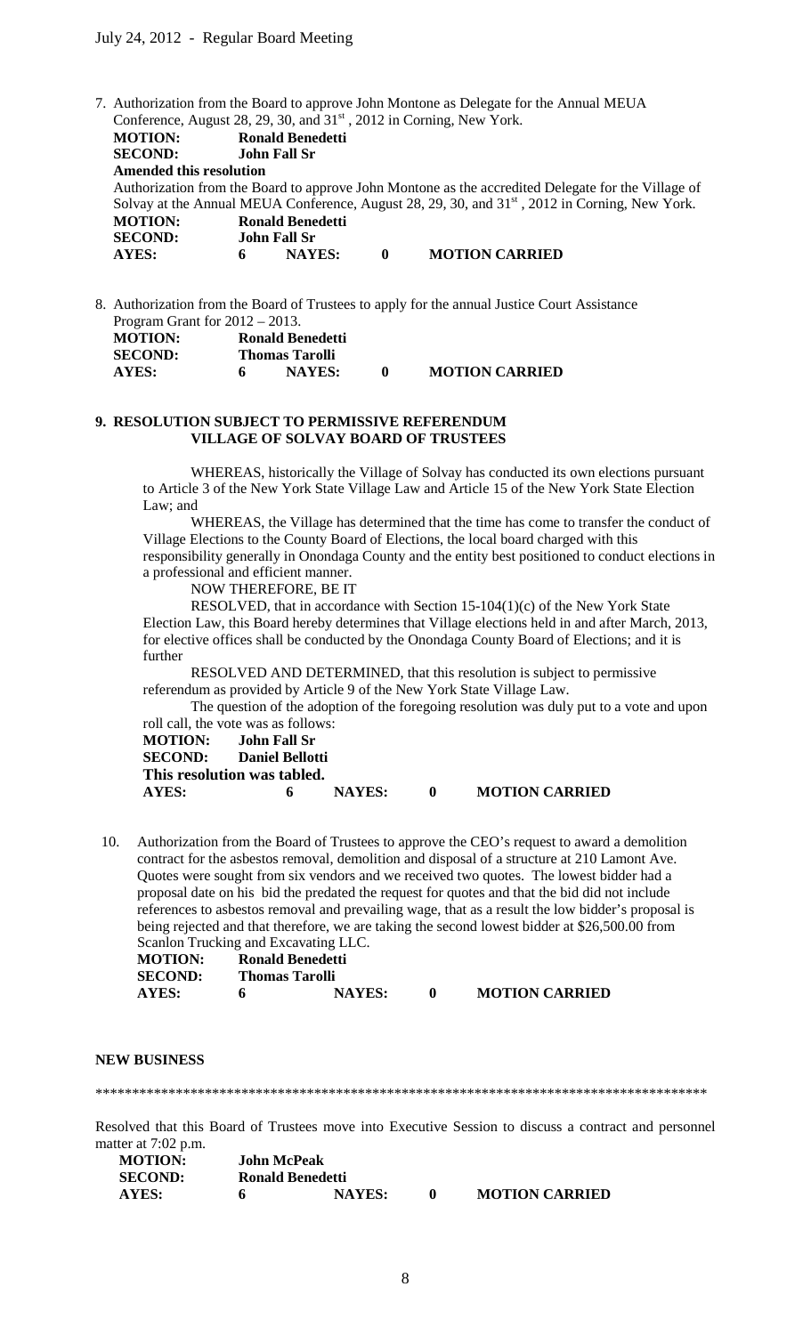7. Authorization from the Board to approve John Montone as Delegate for the Annual MEUA Conference, August 28, 29, 30, and 31st, 2012 in Corning, New York.

**MOTION:** **Ronald Benedetti**
**SECOND:** **John Fall Sr**

**Amended this resolution**

Authorization from the Board to approve John Montone as the accredited Delegate for the Village of Solvay at the Annual MEUA Conference, August 28, 29, 30, and 31st, 2012 in Corning, New York.

**MOTION:** **Ronald Benedetti**
**SECOND:** **John Fall Sr**
**AYES:** **6** **NAYES:** **0** **MOTION CARRIED**

8. Authorization from the Board of Trustees to apply for the annual Justice Court Assistance Program Grant for 2012 – 2013.

**MOTION:** **Ronald Benedetti**
**SECOND:** **Thomas Tarolli**
**AYES:** **6** **NAYES:** **0** **MOTION CARRIED**

**9. RESOLUTION SUBJECT TO PERMISSIVE REFERENDUM**
**VILLAGE OF SOLVAY BOARD OF TRUSTEES**

WHEREAS, historically the Village of Solvay has conducted its own elections pursuant to Article 3 of the New York State Village Law and Article 15 of the New York State Election Law; and

WHEREAS, the Village has determined that the time has come to transfer the conduct of Village Elections to the County Board of Elections, the local board charged with this responsibility generally in Onondaga County and the entity best positioned to conduct elections in a professional and efficient manner.

NOW THEREFORE, BE IT

RESOLVED, that in accordance with Section 15-104(1)(c) of the New York State Election Law, this Board hereby determines that Village elections held in and after March, 2013, for elective offices shall be conducted by the Onondaga County Board of Elections; and it is further

RESOLVED AND DETERMINED, that this resolution is subject to permissive referendum as provided by Article 9 of the New York State Village Law.

The question of the adoption of the foregoing resolution was duly put to a vote and upon roll call, the vote was as follows:

**MOTION:** **John Fall Sr**
**SECOND:** **Daniel Bellotti**
**This resolution was tabled.**
**AYES:** **6** **NAYES:** **0** **MOTION CARRIED**

10. Authorization from the Board of Trustees to approve the CEO's request to award a demolition contract for the asbestos removal, demolition and disposal of a structure at 210 Lamont Ave. Quotes were sought from six vendors and we received two quotes. The lowest bidder had a proposal date on his bid the predated the request for quotes and that the bid did not include references to asbestos removal and prevailing wage, that as a result the low bidder's proposal is being rejected and that therefore, we are taking the second lowest bidder at $26,500.00 from Scanlon Trucking and Excavating LLC.

**MOTION:** **Ronald Benedetti**
**SECOND:** **Thomas Tarolli**
**AYES:** **6** **NAYES:** **0** **MOTION CARRIED**

**NEW BUSINESS**

*************************************************************************************

Resolved that this Board of Trustees move into Executive Session to discuss a contract and personnel matter at 7:02 p.m.

**MOTION:** **John McPeak**
**SECOND:** **Ronald Benedetti**
**AYES:** **6** **NAYES:** **0** **MOTION CARRIED**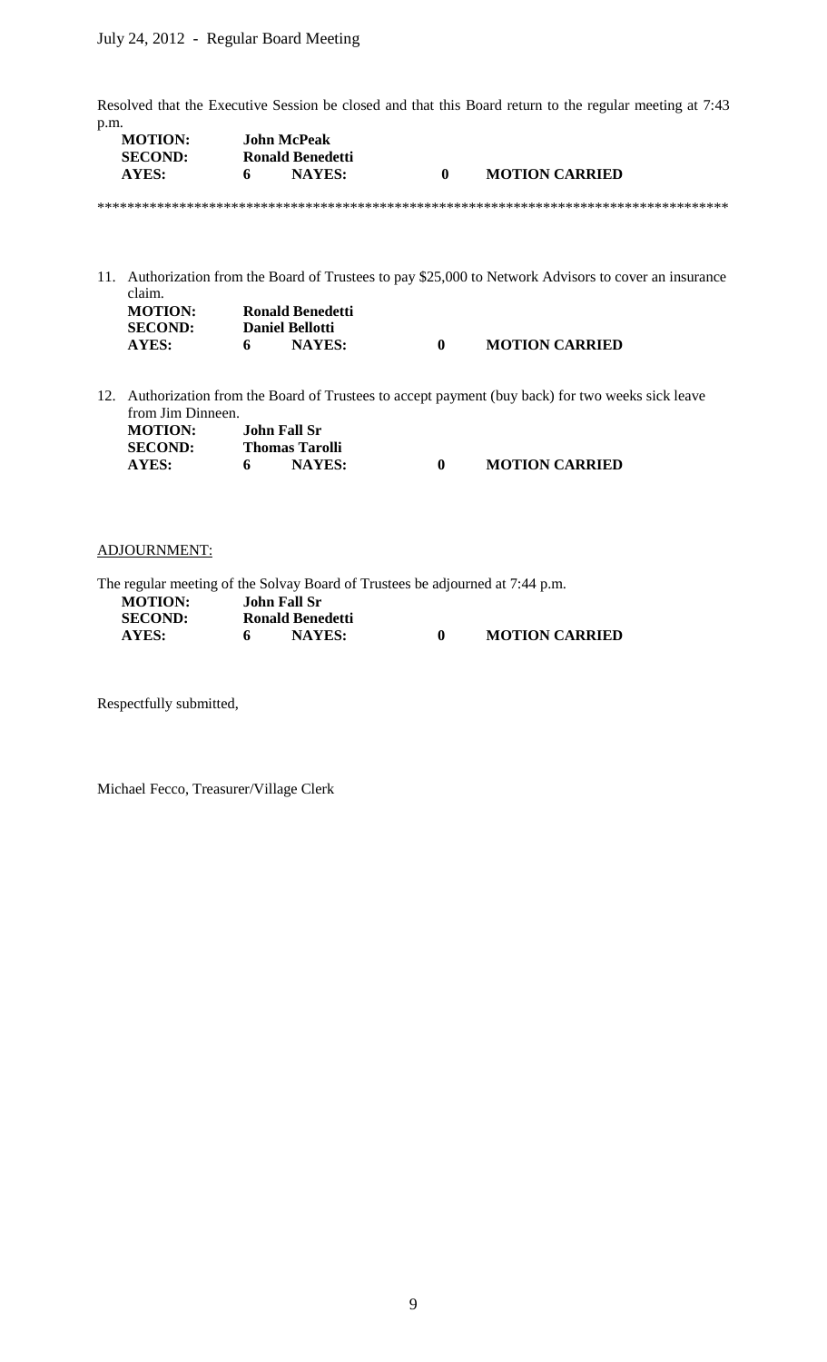Resolved that the Executive Session be closed and that this Board return to the regular meeting at 7:43 p.m.

| | | | | |
|---|---|---|---|---|
| **MOTION:** | **John McPeak** | | | |
| **SECOND:** | **Ronald Benedetti** | | | |
| **AYES:** | **6** | **NAYES:** | **0** | **MOTION CARRIED** |

\*\*\*\*\*\*\*\*\*\*\*\*\*\*\*\*\*\*\*\*\*\*\*\*\*\*\*\*\*\*\*\*\*\*\*\*\*\*\*\*\*\*\*\*\*\*\*\*\*\*\*\*\*\*\*\*\*\*\*\*\*\*\*\*\*\*\*\*\*\*\*\*\*\*\*\*\*\*\*\*\*\*\*\*\*\*\*\*

11. Authorization from the Board of Trustees to pay $25,000 to Network Advisors to cover an insurance claim.

| | | | | |
|---|---|---|---|---|
| **MOTION:** | **Ronald Benedetti** | | | |
| **SECOND:** | **Daniel Bellotti** | | | |
| **AYES:** | **6** | **NAYES:** | **0** | **MOTION CARRIED** |

12. Authorization from the Board of Trustees to accept payment (buy back) for two weeks sick leave from Jim Dinneen.

| | | | | |
|---|---|---|---|---|
| **MOTION:** | **John Fall Sr** | | | |
| **SECOND:** | **Thomas Tarolli** | | | |
| **AYES:** | **6** | **NAYES:** | **0** | **MOTION CARRIED** |

ADJOURNMENT:

The regular meeting of the Solvay Board of Trustees be adjourned at 7:44 p.m.

| | | | | |
|---|---|---|---|---|
| **MOTION:** | **John Fall Sr** | | | |
| **SECOND:** | **Ronald Benedetti** | | | |
| **AYES:** | **6** | **NAYES:** | **0** | **MOTION CARRIED** |

Respectfully submitted,

Michael Fecco, Treasurer/Village Clerk